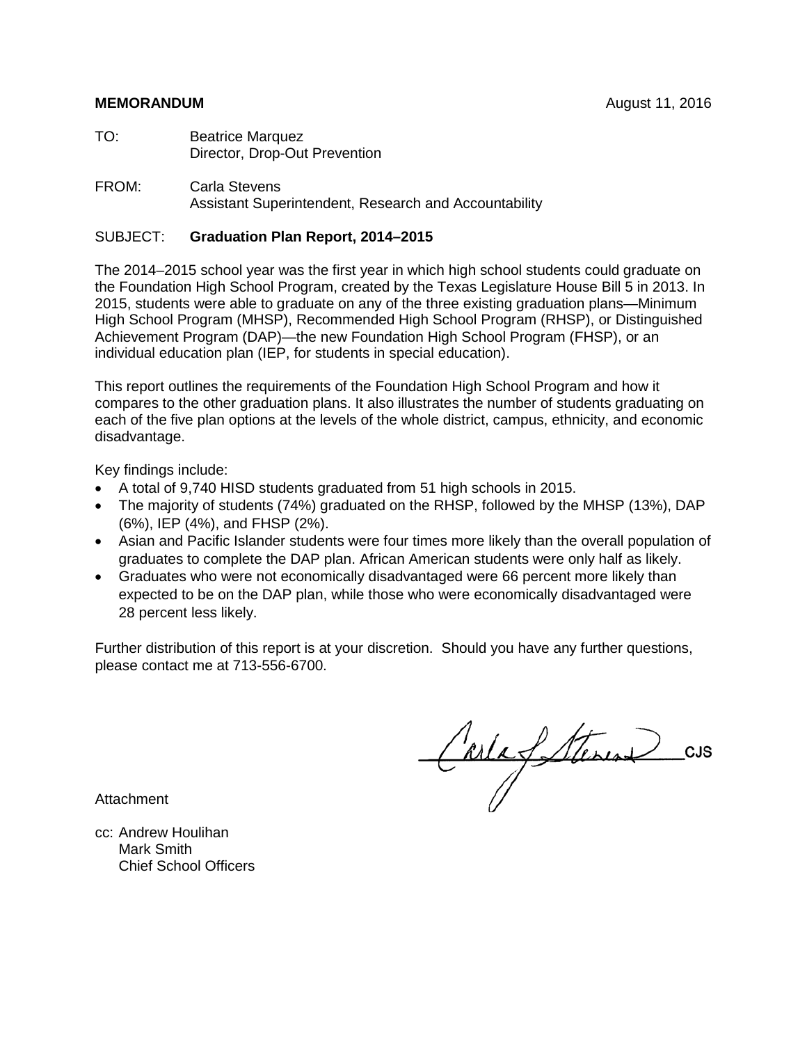**MEMORANDUM** August 11, 2016

TO: Beatrice Marquez
Director, Drop-Out Prevention

FROM: Carla Stevens
Assistant Superintendent, Research and Accountability

SUBJECT: **Graduation Plan Report, 2014–2015**

The 2014–2015 school year was the first year in which high school students could graduate on the Foundation High School Program, created by the Texas Legislature House Bill 5 in 2013. In 2015, students were able to graduate on any of the three existing graduation plans—Minimum High School Program (MHSP), Recommended High School Program (RHSP), or Distinguished Achievement Program (DAP)—the new Foundation High School Program (FHSP), or an individual education plan (IEP, for students in special education).

This report outlines the requirements of the Foundation High School Program and how it compares to the other graduation plans. It also illustrates the number of students graduating on each of the five plan options at the levels of the whole district, campus, ethnicity, and economic disadvantage.

Key findings include:

- A total of 9,740 HISD students graduated from 51 high schools in 2015.
- The majority of students (74%) graduated on the RHSP, followed by the MHSP (13%), DAP (6%), IEP (4%), and FHSP (2%).
- Asian and Pacific Islander students were four times more likely than the overall population of graduates to complete the DAP plan. African American students were only half as likely.
- Graduates who were not economically disadvantaged were 66 percent more likely than expected to be on the DAP plan, while those who were economically disadvantaged were 28 percent less likely.

Further distribution of this report is at your discretion. Should you have any further questions, please contact me at 713-556-6700.

CJS

Attachment

cc: Andrew Houlihan
Mark Smith
Chief School Officers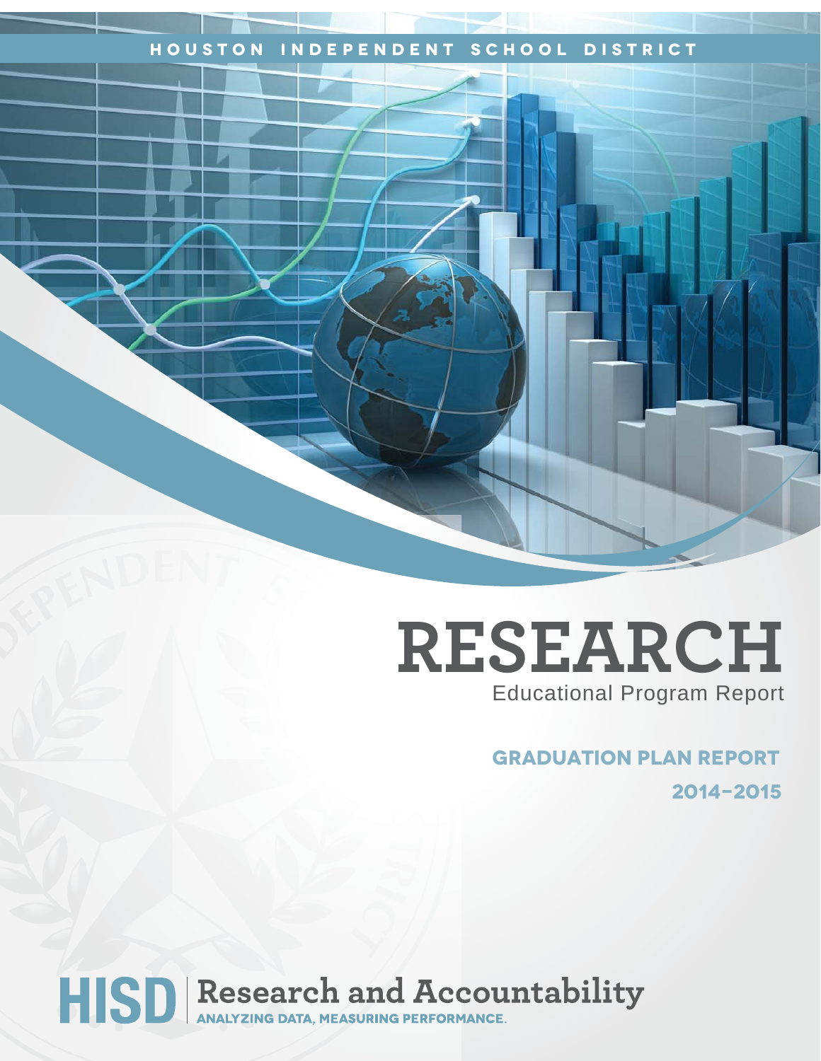HOUSTON INDEPENDENT SCHOOL DISTRICT

# RESEARCH

Educational Program Report

## GRADUATION PLAN REPORT

## 2014–2015

HISD | Research and Accountability

ANALYZING DATA, MEASURING PERFORMANCE.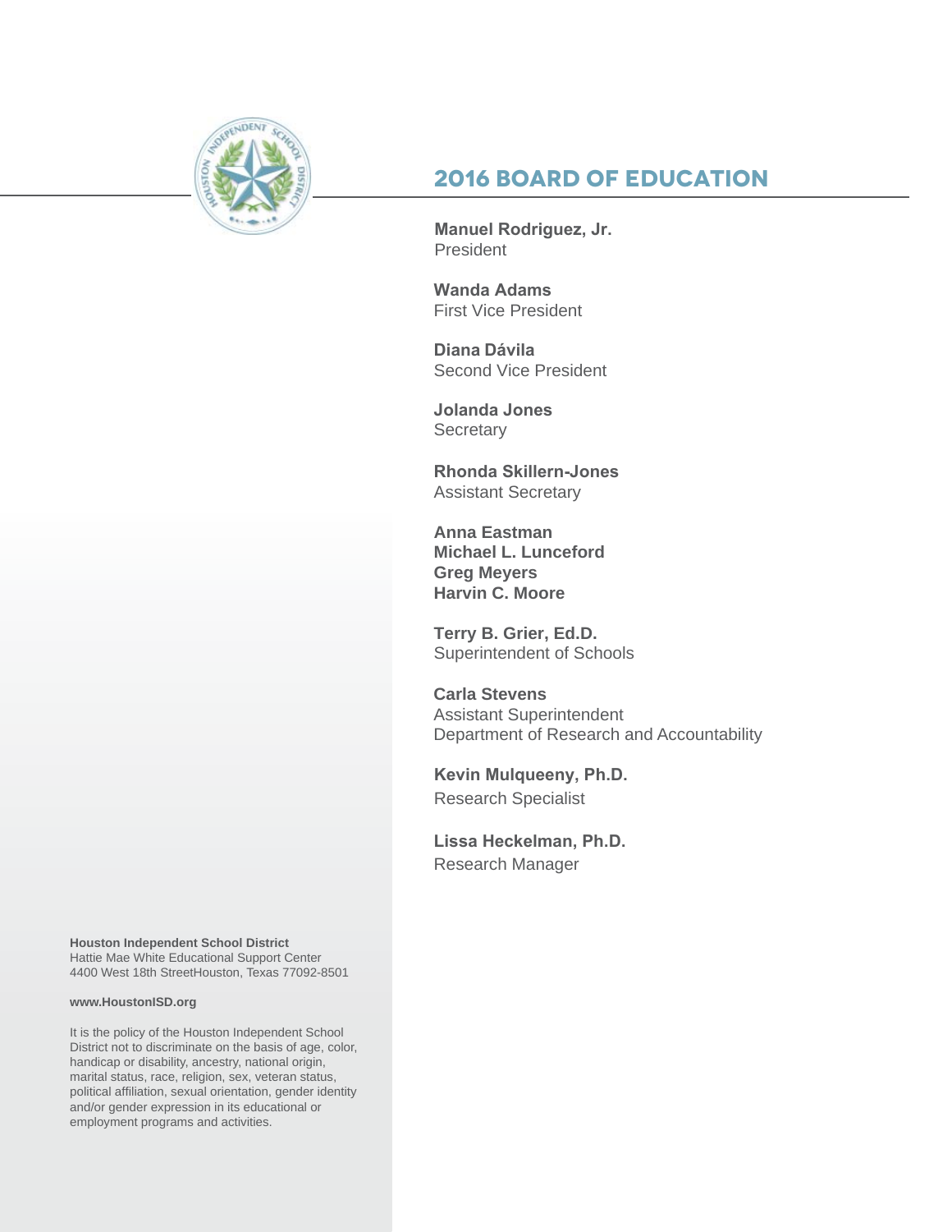# 2016 BOARD OF EDUCATION

**Manuel Rodriguez, Jr.**
President

**Wanda Adams**
First Vice President

**Diana Dávila**
Second Vice President

**Jolanda Jones**
Secretary

**Rhonda Skillern-Jones**
Assistant Secretary

**Anna Eastman**
**Michael L. Lunceford**
**Greg Meyers**
**Harvin C. Moore**

**Terry B. Grier, Ed.D.**
Superintendent of Schools

**Carla Stevens**
Assistant Superintendent
Department of Research and Accountability

**Kevin Mulqueeny, Ph.D.**
Research Specialist

**Lissa Heckelman, Ph.D.**
Research Manager

**Houston Independent School District**
Hattie Mae White Educational Support Center
4400 West 18th StreetHouston, Texas 77092-8501

**www.HoustonISD.org**

It is the policy of the Houston Independent School District not to discriminate on the basis of age, color, handicap or disability, ancestry, national origin, marital status, race, religion, sex, veteran status, political affiliation, sexual orientation, gender identity and/or gender expression in its educational or employment programs and activities.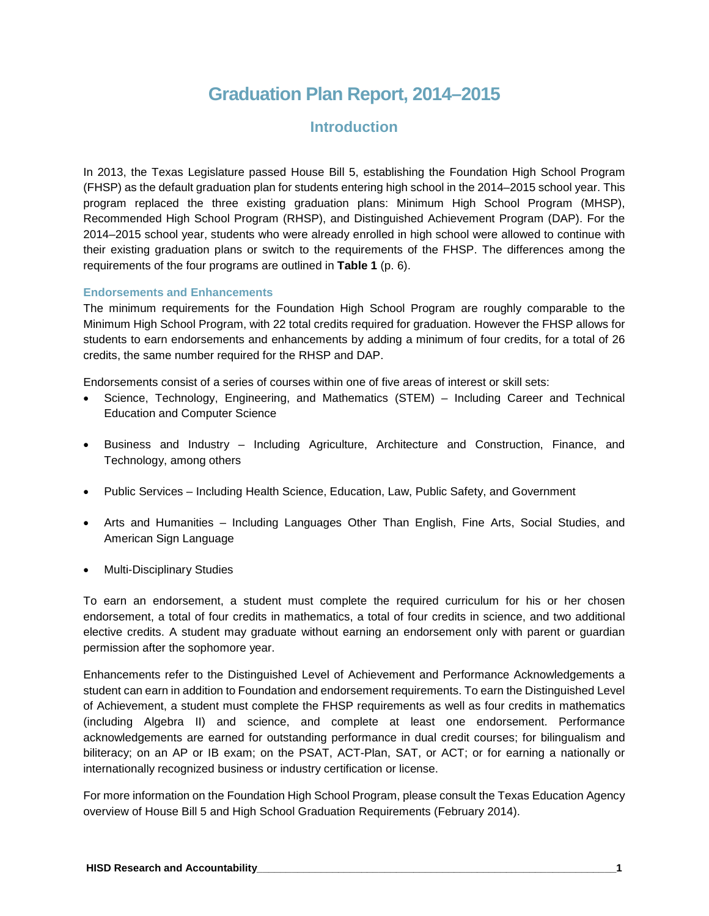# Graduation Plan Report, 2014–2015

## Introduction

In 2013, the Texas Legislature passed House Bill 5, establishing the Foundation High School Program (FHSP) as the default graduation plan for students entering high school in the 2014–2015 school year. This program replaced the three existing graduation plans: Minimum High School Program (MHSP), Recommended High School Program (RHSP), and Distinguished Achievement Program (DAP). For the 2014–2015 school year, students who were already enrolled in high school were allowed to continue with their existing graduation plans or switch to the requirements of the FHSP. The differences among the requirements of the four programs are outlined in **Table 1** (p. 6).

### Endorsements and Enhancements

The minimum requirements for the Foundation High School Program are roughly comparable to the Minimum High School Program, with 22 total credits required for graduation. However the FHSP allows for students to earn endorsements and enhancements by adding a minimum of four credits, for a total of 26 credits, the same number required for the RHSP and DAP.

Endorsements consist of a series of courses within one of five areas of interest or skill sets:

- Science, Technology, Engineering, and Mathematics (STEM) – Including Career and Technical Education and Computer Science
- Business and Industry – Including Agriculture, Architecture and Construction, Finance, and Technology, among others
- Public Services – Including Health Science, Education, Law, Public Safety, and Government
- Arts and Humanities – Including Languages Other Than English, Fine Arts, Social Studies, and American Sign Language
- Multi-Disciplinary Studies

To earn an endorsement, a student must complete the required curriculum for his or her chosen endorsement, a total of four credits in mathematics, a total of four credits in science, and two additional elective credits. A student may graduate without earning an endorsement only with parent or guardian permission after the sophomore year.

Enhancements refer to the Distinguished Level of Achievement and Performance Acknowledgements a student can earn in addition to Foundation and endorsement requirements. To earn the Distinguished Level of Achievement, a student must complete the FHSP requirements as well as four credits in mathematics (including Algebra II) and science, and complete at least one endorsement. Performance acknowledgements are earned for outstanding performance in dual credit courses; for bilingualism and biliteracy; on an AP or IB exam; on the PSAT, ACT-Plan, SAT, or ACT; or for earning a nationally or internationally recognized business or industry certification or license.

For more information on the Foundation High School Program, please consult the Texas Education Agency overview of House Bill 5 and High School Graduation Requirements (February 2014).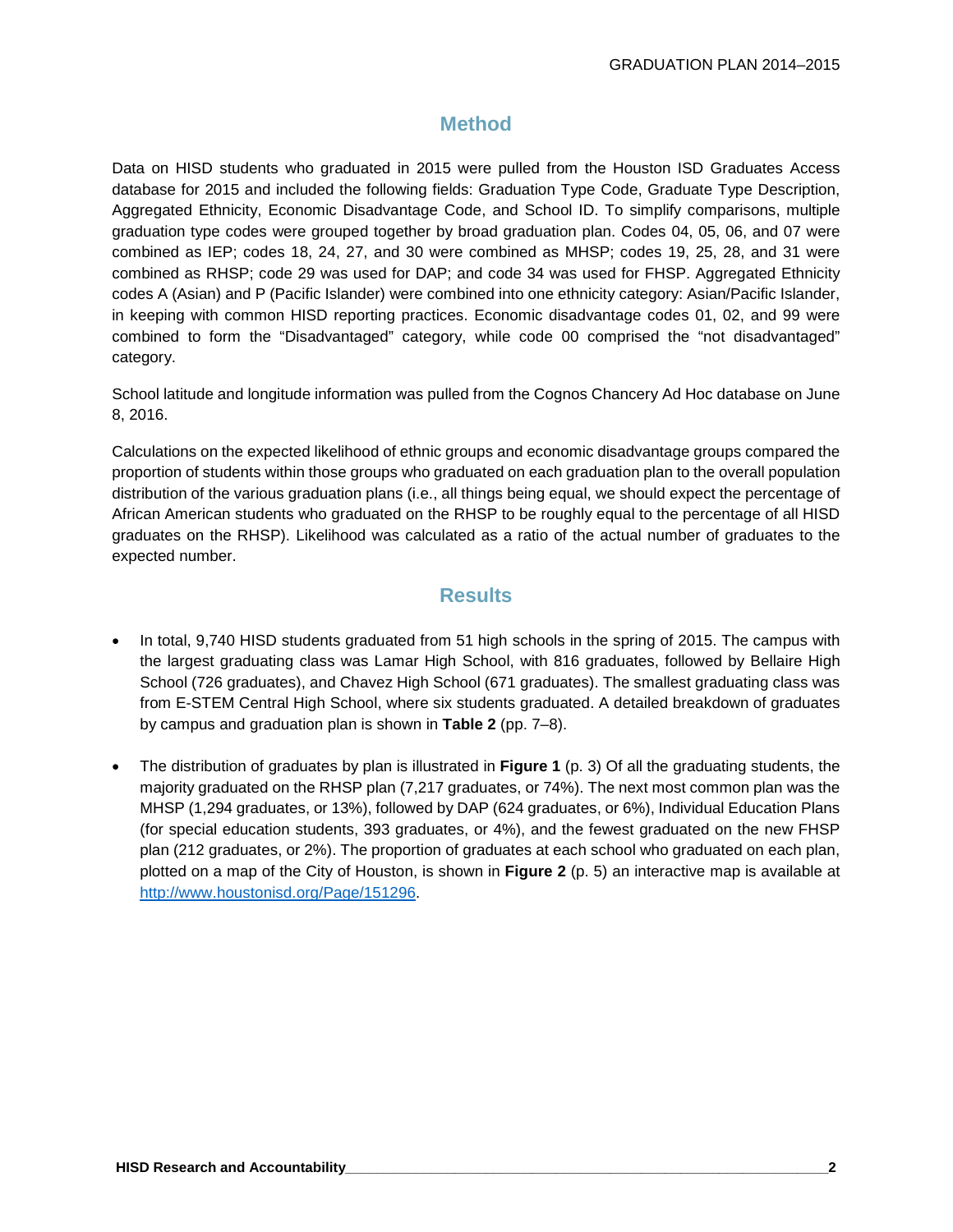## Method

Data on HISD students who graduated in 2015 were pulled from the Houston ISD Graduates Access database for 2015 and included the following fields: Graduation Type Code, Graduate Type Description, Aggregated Ethnicity, Economic Disadvantage Code, and School ID. To simplify comparisons, multiple graduation type codes were grouped together by broad graduation plan. Codes 04, 05, 06, and 07 were combined as IEP; codes 18, 24, 27, and 30 were combined as MHSP; codes 19, 25, 28, and 31 were combined as RHSP; code 29 was used for DAP; and code 34 was used for FHSP. Aggregated Ethnicity codes A (Asian) and P (Pacific Islander) were combined into one ethnicity category: Asian/Pacific Islander, in keeping with common HISD reporting practices. Economic disadvantage codes 01, 02, and 99 were combined to form the “Disadvantaged” category, while code 00 comprised the “not disadvantaged” category.

School latitude and longitude information was pulled from the Cognos Chancery Ad Hoc database on June 8, 2016.

Calculations on the expected likelihood of ethnic groups and economic disadvantage groups compared the proportion of students within those groups who graduated on each graduation plan to the overall population distribution of the various graduation plans (i.e., all things being equal, we should expect the percentage of African American students who graduated on the RHSP to be roughly equal to the percentage of all HISD graduates on the RHSP). Likelihood was calculated as a ratio of the actual number of graduates to the expected number.

## Results

- In total, 9,740 HISD students graduated from 51 high schools in the spring of 2015. The campus with the largest graduating class was Lamar High School, with 816 graduates, followed by Bellaire High School (726 graduates), and Chavez High School (671 graduates). The smallest graduating class was from E-STEM Central High School, where six students graduated. A detailed breakdown of graduates by campus and graduation plan is shown in **Table 2** (pp. 7–8).

- The distribution of graduates by plan is illustrated in **Figure 1** (p. 3) Of all the graduating students, the majority graduated on the RHSP plan (7,217 graduates, or 74%). The next most common plan was the MHSP (1,294 graduates, or 13%), followed by DAP (624 graduates, or 6%), Individual Education Plans (for special education students, 393 graduates, or 4%), and the fewest graduated on the new FHSP plan (212 graduates, or 2%). The proportion of graduates at each school who graduated on each plan, plotted on a map of the City of Houston, is shown in **Figure 2** (p. 5) an interactive map is available at http://www.houstonisd.org/Page/151296.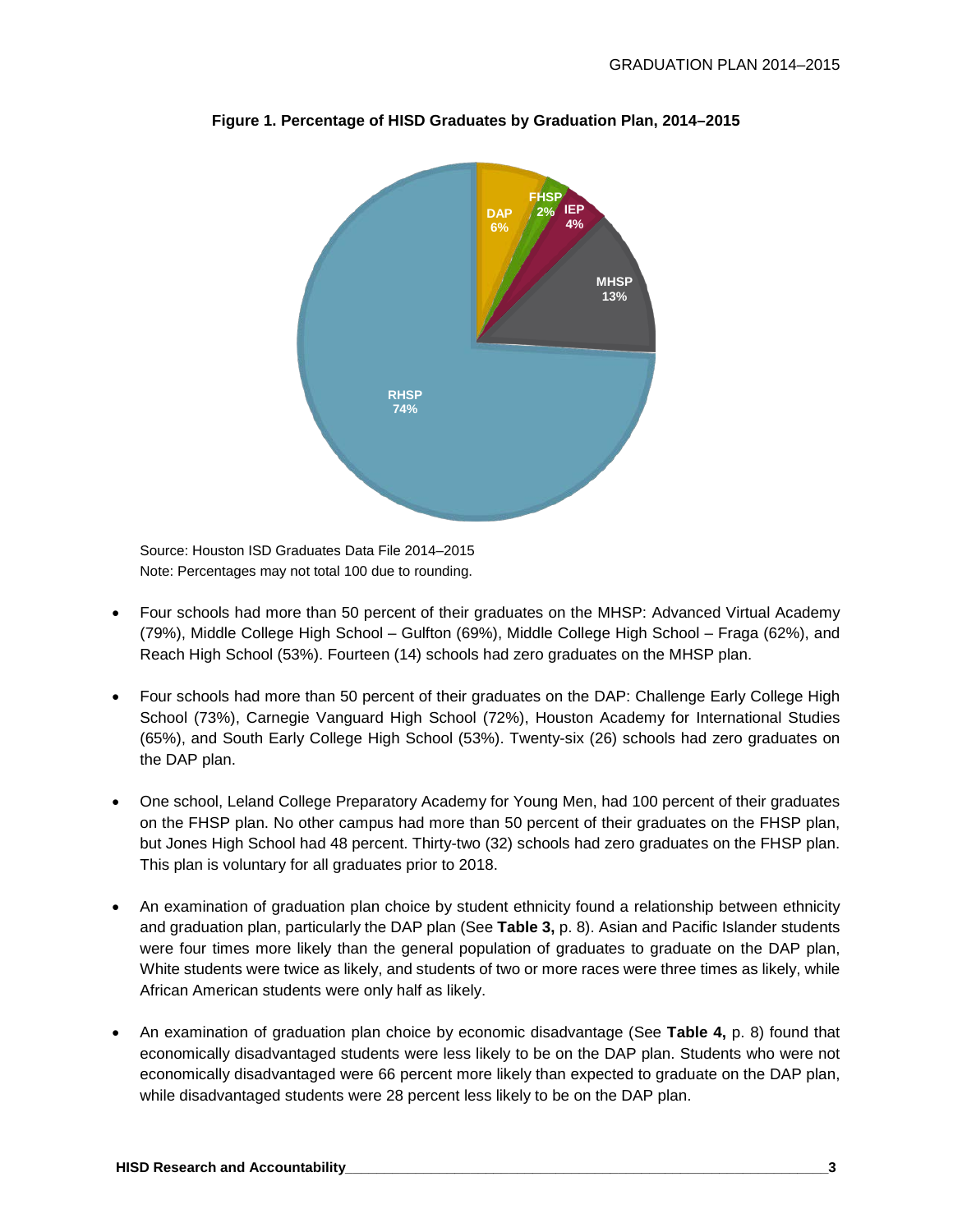**Figure 1. Percentage of HISD Graduates by Graduation Plan, 2014–2015**

Source: Houston ISD Graduates Data File 2014–2015
Note: Percentages may not total 100 due to rounding.

- Four schools had more than 50 percent of their graduates on the MHSP: Advanced Virtual Academy (79%), Middle College High School – Gulfton (69%), Middle College High School – Fraga (62%), and Reach High School (53%). Fourteen (14) schools had zero graduates on the MHSP plan.

- Four schools had more than 50 percent of their graduates on the DAP: Challenge Early College High School (73%), Carnegie Vanguard High School (72%), Houston Academy for International Studies (65%), and South Early College High School (53%). Twenty-six (26) schools had zero graduates on the DAP plan.

- One school, Leland College Preparatory Academy for Young Men, had 100 percent of their graduates on the FHSP plan. No other campus had more than 50 percent of their graduates on the FHSP plan, but Jones High School had 48 percent. Thirty-two (32) schools had zero graduates on the FHSP plan. This plan is voluntary for all graduates prior to 2018.

- An examination of graduation plan choice by student ethnicity found a relationship between ethnicity and graduation plan, particularly the DAP plan (See **Table 3,** p. 8). Asian and Pacific Islander students were four times more likely than the general population of graduates to graduate on the DAP plan, White students were twice as likely, and students of two or more races were three times as likely, while African American students were only half as likely.

- An examination of graduation plan choice by economic disadvantage (See **Table 4,** p. 8) found that economically disadvantaged students were less likely to be on the DAP plan. Students who were not economically disadvantaged were 66 percent more likely than expected to graduate on the DAP plan, while disadvantaged students were 28 percent less likely to be on the DAP plan.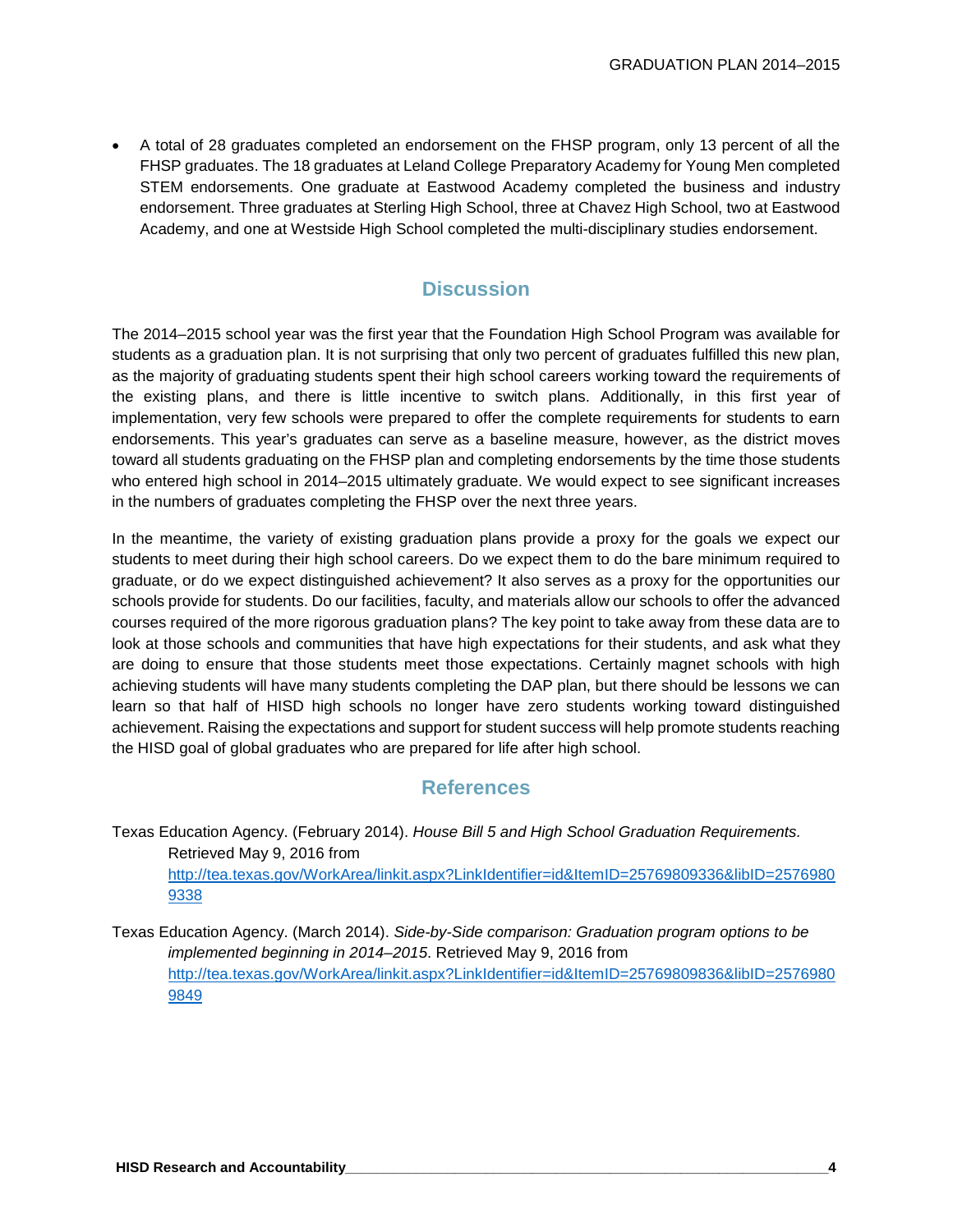- A total of 28 graduates completed an endorsement on the FHSP program, only 13 percent of all the FHSP graduates. The 18 graduates at Leland College Preparatory Academy for Young Men completed STEM endorsements. One graduate at Eastwood Academy completed the business and industry endorsement. Three graduates at Sterling High School, three at Chavez High School, two at Eastwood Academy, and one at Westside High School completed the multi-disciplinary studies endorsement.

## Discussion

The 2014–2015 school year was the first year that the Foundation High School Program was available for students as a graduation plan. It is not surprising that only two percent of graduates fulfilled this new plan, as the majority of graduating students spent their high school careers working toward the requirements of the existing plans, and there is little incentive to switch plans. Additionally, in this first year of implementation, very few schools were prepared to offer the complete requirements for students to earn endorsements. This year's graduates can serve as a baseline measure, however, as the district moves toward all students graduating on the FHSP plan and completing endorsements by the time those students who entered high school in 2014–2015 ultimately graduate. We would expect to see significant increases in the numbers of graduates completing the FHSP over the next three years.

In the meantime, the variety of existing graduation plans provide a proxy for the goals we expect our students to meet during their high school careers. Do we expect them to do the bare minimum required to graduate, or do we expect distinguished achievement? It also serves as a proxy for the opportunities our schools provide for students. Do our facilities, faculty, and materials allow our schools to offer the advanced courses required of the more rigorous graduation plans? The key point to take away from these data are to look at those schools and communities that have high expectations for their students, and ask what they are doing to ensure that those students meet those expectations. Certainly magnet schools with high achieving students will have many students completing the DAP plan, but there should be lessons we can learn so that half of HISD high schools no longer have zero students working toward distinguished achievement. Raising the expectations and support for student success will help promote students reaching the HISD goal of global graduates who are prepared for life after high school.

## References

Texas Education Agency. (February 2014). *House Bill 5 and High School Graduation Requirements.* Retrieved May 9, 2016 from http://tea.texas.gov/WorkArea/linkit.aspx?LinkIdentifier=id&ItemID=25769809336&libID=25769809338

Texas Education Agency. (March 2014). *Side-by-Side comparison: Graduation program options to be implemented beginning in 2014–2015*. Retrieved May 9, 2016 from http://tea.texas.gov/WorkArea/linkit.aspx?LinkIdentifier=id&ItemID=25769809836&libID=25769809849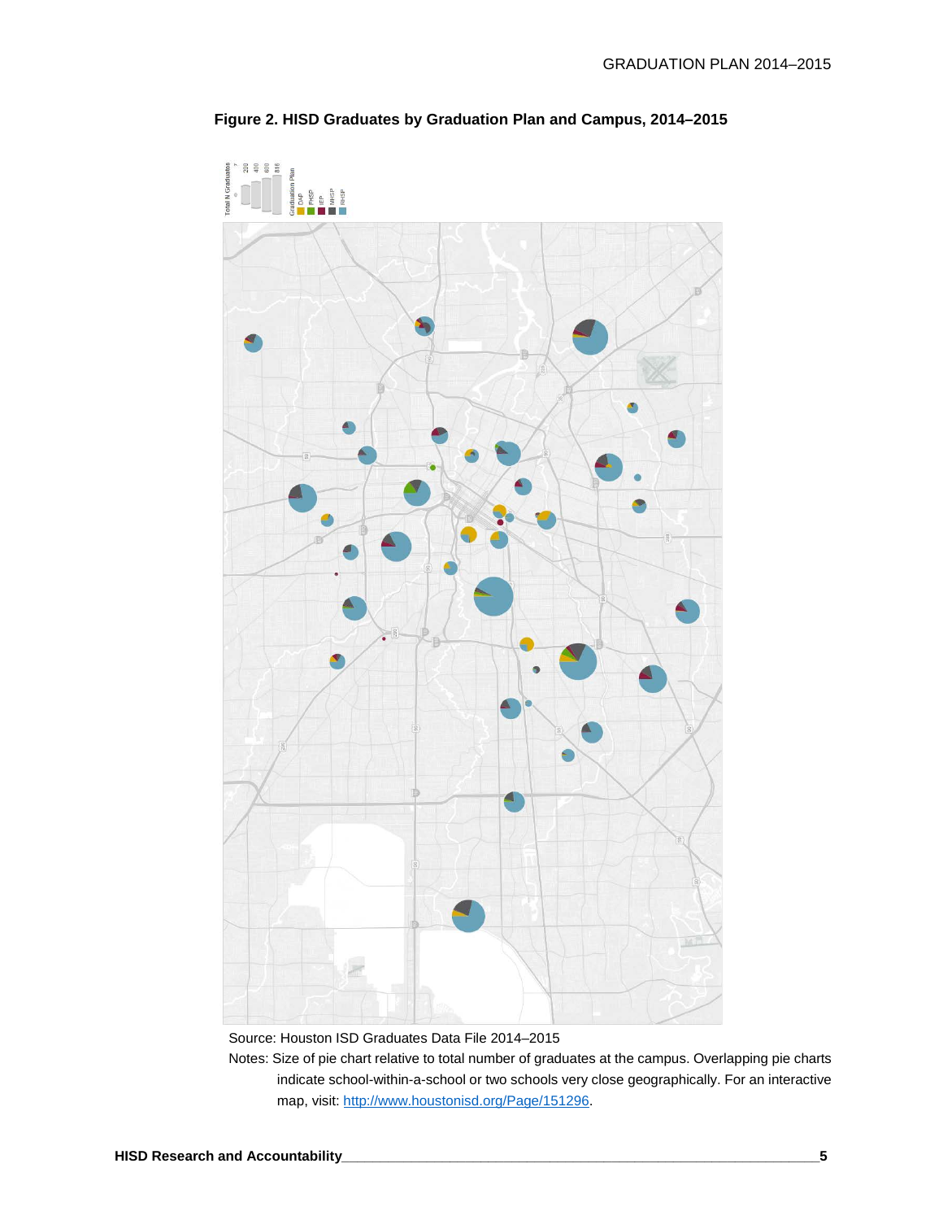**Figure 2. HISD Graduates by Graduation Plan and Campus, 2014–2015**

Source: Houston ISD Graduates Data File 2014–2015

Notes: Size of pie chart relative to total number of graduates at the campus. Overlapping pie charts indicate school-within-a-school or two schools very close geographically. For an interactive map, visit: [http://www.houstonisd.org/Page/151296](http://www.houstonisd.org/Page/151296).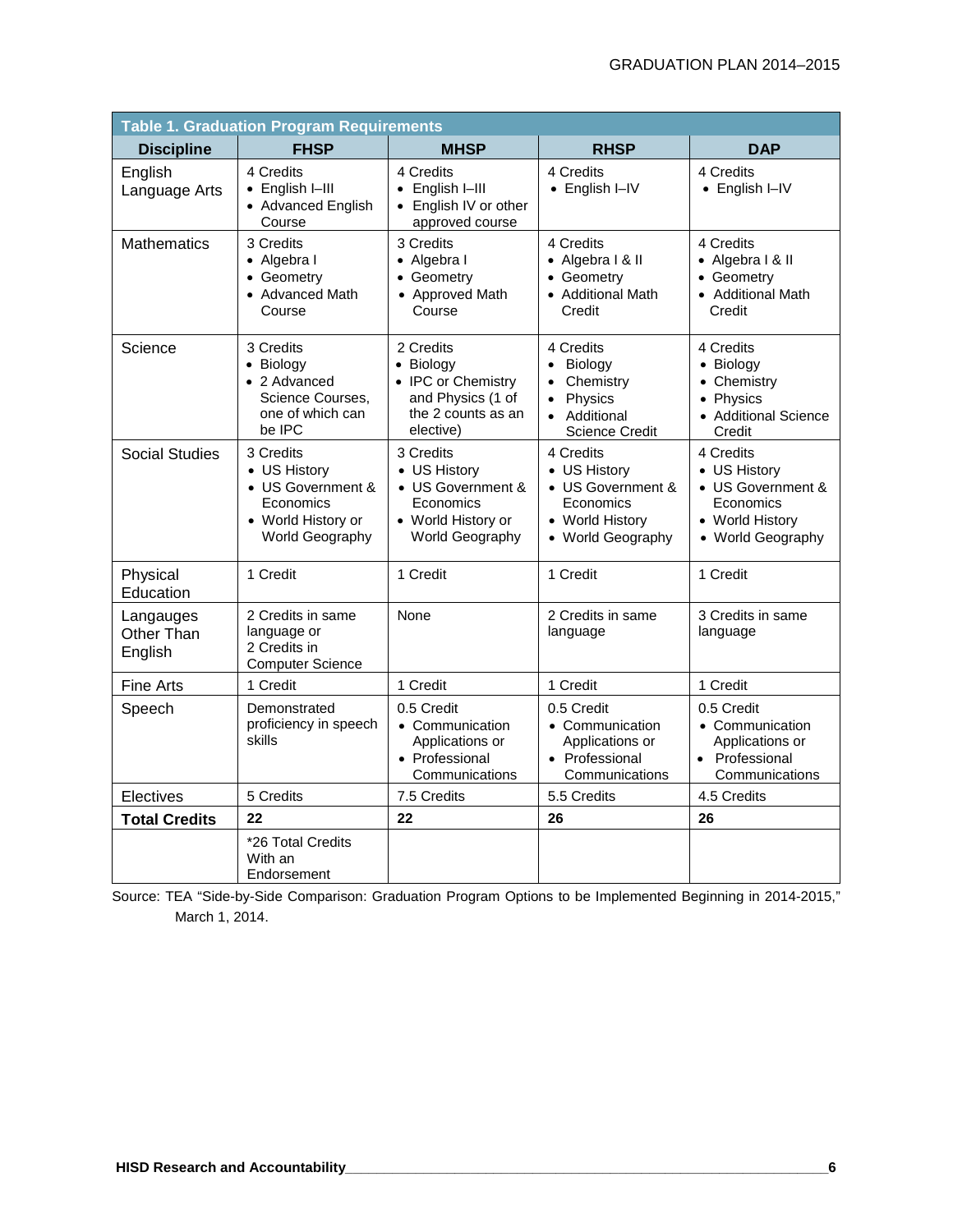**Table 1. Graduation Program Requirements**

| Discipline | FHSP | MHSP | RHSP | DAP |
|---|---|---|---|---|
| English Language Arts | 4 Credits<br>• English I–III<br>• Advanced English Course | 4 Credits<br>• English I–III<br>• English IV or other approved course | 4 Credits<br>• English I–IV | 4 Credits<br>• English I–IV |
| Mathematics | 3 Credits<br>• Algebra I<br>• Geometry<br>• Advanced Math Course | 3 Credits<br>• Algebra I<br>• Geometry<br>• Approved Math Course | 4 Credits<br>• Algebra I & II<br>• Geometry<br>• Additional Math Credit | 4 Credits<br>• Algebra I & II<br>• Geometry<br>• Additional Math Credit |
| Science | 3 Credits<br>• Biology<br>• 2 Advanced Science Courses, one of which can be IPC | 2 Credits<br>• Biology<br>• IPC or Chemistry and Physics (1 of the 2 counts as an elective) | 4 Credits<br>• Biology<br>• Chemistry<br>• Physics<br>• Additional Science Credit | 4 Credits<br>• Biology<br>• Chemistry<br>• Physics<br>• Additional Science Credit |
| Social Studies | 3 Credits<br>• US History<br>• US Government & Economics<br>• World History or World Geography | 3 Credits<br>• US History<br>• US Government & Economics<br>• World History or World Geography | 4 Credits<br>• US History<br>• US Government & Economics<br>• World History<br>• World Geography | 4 Credits<br>• US History<br>• US Government & Economics<br>• World History<br>• World Geography |
| Physical Education | 1 Credit | 1 Credit | 1 Credit | 1 Credit |
| Langauges Other Than English | 2 Credits in same language or 2 Credits in Computer Science | None | 2 Credits in same language | 3 Credits in same language |
| Fine Arts | 1 Credit | 1 Credit | 1 Credit | 1 Credit |
| Speech | Demonstrated proficiency in speech skills | 0.5 Credit<br>• Communication Applications or<br>• Professional Communications | 0.5 Credit<br>• Communication Applications or<br>• Professional Communications | 0.5 Credit<br>• Communication Applications or<br>• Professional Communications |
| Electives | 5 Credits | 7.5 Credits | 5.5 Credits | 4.5 Credits |
| **Total Credits** | **22** | **22** | **26** | **26** |
| | *26 Total Credits With an Endorsement | | | |

Source: TEA "Side-by-Side Comparison: Graduation Program Options to be Implemented Beginning in 2014-2015," March 1, 2014.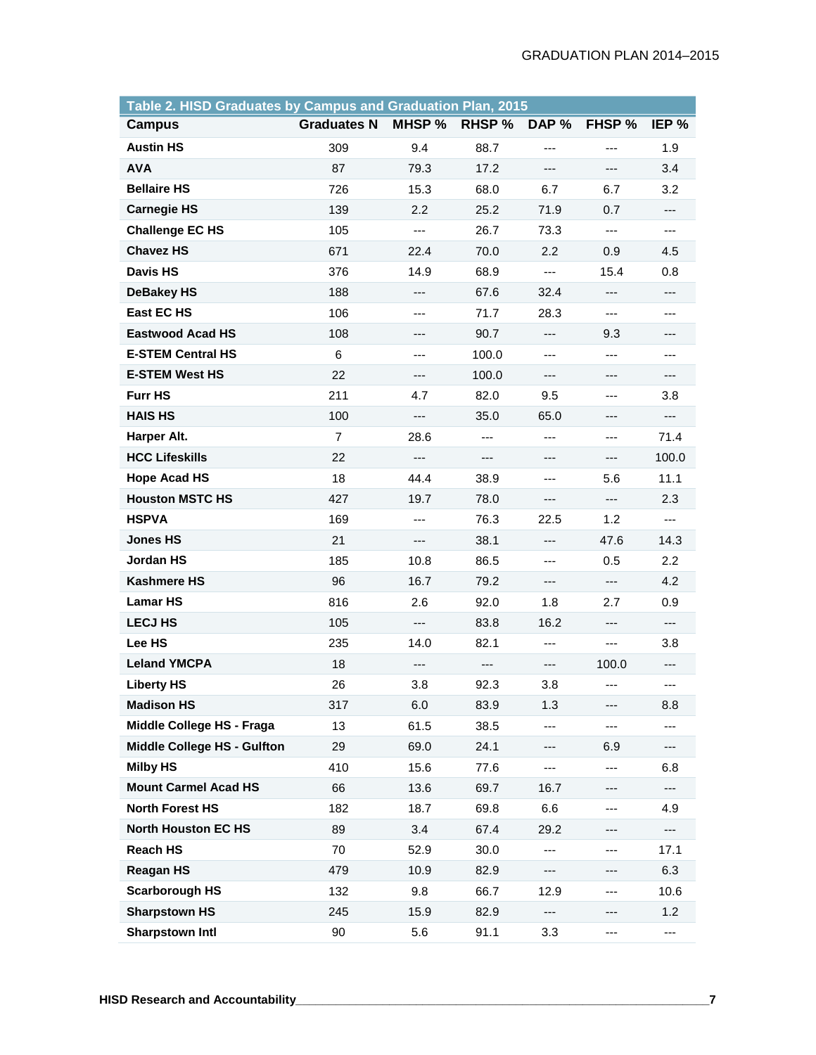Table 2. HISD Graduates by Campus and Graduation Plan, 2015

| Campus | Graduates N | MHSP % | RHSP % | DAP % | FHSP % | IEP % |
|---|---|---|---|---|---|---|
| Austin HS | 309 | 9.4 | 88.7 | --- | --- | 1.9 |
| AVA | 87 | 79.3 | 17.2 | --- | --- | 3.4 |
| Bellaire HS | 726 | 15.3 | 68.0 | 6.7 | 6.7 | 3.2 |
| Carnegie HS | 139 | 2.2 | 25.2 | 71.9 | 0.7 | --- |
| Challenge EC HS | 105 | --- | 26.7 | 73.3 | --- | --- |
| Chavez HS | 671 | 22.4 | 70.0 | 2.2 | 0.9 | 4.5 |
| Davis HS | 376 | 14.9 | 68.9 | --- | 15.4 | 0.8 |
| DeBakey HS | 188 | --- | 67.6 | 32.4 | --- | --- |
| East EC HS | 106 | --- | 71.7 | 28.3 | --- | --- |
| Eastwood Acad HS | 108 | --- | 90.7 | --- | 9.3 | --- |
| E-STEM Central HS | 6 | --- | 100.0 | --- | --- | --- |
| E-STEM West HS | 22 | --- | 100.0 | --- | --- | --- |
| Furr HS | 211 | 4.7 | 82.0 | 9.5 | --- | 3.8 |
| HAIS HS | 100 | --- | 35.0 | 65.0 | --- | --- |
| Harper Alt. | 7 | 28.6 | --- | --- | --- | 71.4 |
| HCC Lifeskills | 22 | --- | --- | --- | --- | 100.0 |
| Hope Acad HS | 18 | 44.4 | 38.9 | --- | 5.6 | 11.1 |
| Houston MSTC HS | 427 | 19.7 | 78.0 | --- | --- | 2.3 |
| HSPVA | 169 | --- | 76.3 | 22.5 | 1.2 | --- |
| Jones HS | 21 | --- | 38.1 | --- | 47.6 | 14.3 |
| Jordan HS | 185 | 10.8 | 86.5 | --- | 0.5 | 2.2 |
| Kashmere HS | 96 | 16.7 | 79.2 | --- | --- | 4.2 |
| Lamar HS | 816 | 2.6 | 92.0 | 1.8 | 2.7 | 0.9 |
| LECJ HS | 105 | --- | 83.8 | 16.2 | --- | --- |
| Lee HS | 235 | 14.0 | 82.1 | --- | --- | 3.8 |
| Leland YMCPA | 18 | --- | --- | --- | 100.0 | --- |
| Liberty HS | 26 | 3.8 | 92.3 | 3.8 | --- | --- |
| Madison HS | 317 | 6.0 | 83.9 | 1.3 | --- | 8.8 |
| Middle College HS - Fraga | 13 | 61.5 | 38.5 | --- | --- | --- |
| Middle College HS - Gulfton | 29 | 69.0 | 24.1 | --- | 6.9 | --- |
| Milby HS | 410 | 15.6 | 77.6 | --- | --- | 6.8 |
| Mount Carmel Acad HS | 66 | 13.6 | 69.7 | 16.7 | --- | --- |
| North Forest HS | 182 | 18.7 | 69.8 | 6.6 | --- | 4.9 |
| North Houston EC HS | 89 | 3.4 | 67.4 | 29.2 | --- | --- |
| Reach HS | 70 | 52.9 | 30.0 | --- | --- | 17.1 |
| Reagan HS | 479 | 10.9 | 82.9 | --- | --- | 6.3 |
| Scarborough HS | 132 | 9.8 | 66.7 | 12.9 | --- | 10.6 |
| Sharpstown HS | 245 | 15.9 | 82.9 | --- | --- | 1.2 |
| Sharpstown Intl | 90 | 5.6 | 91.1 | 3.3 | --- | --- |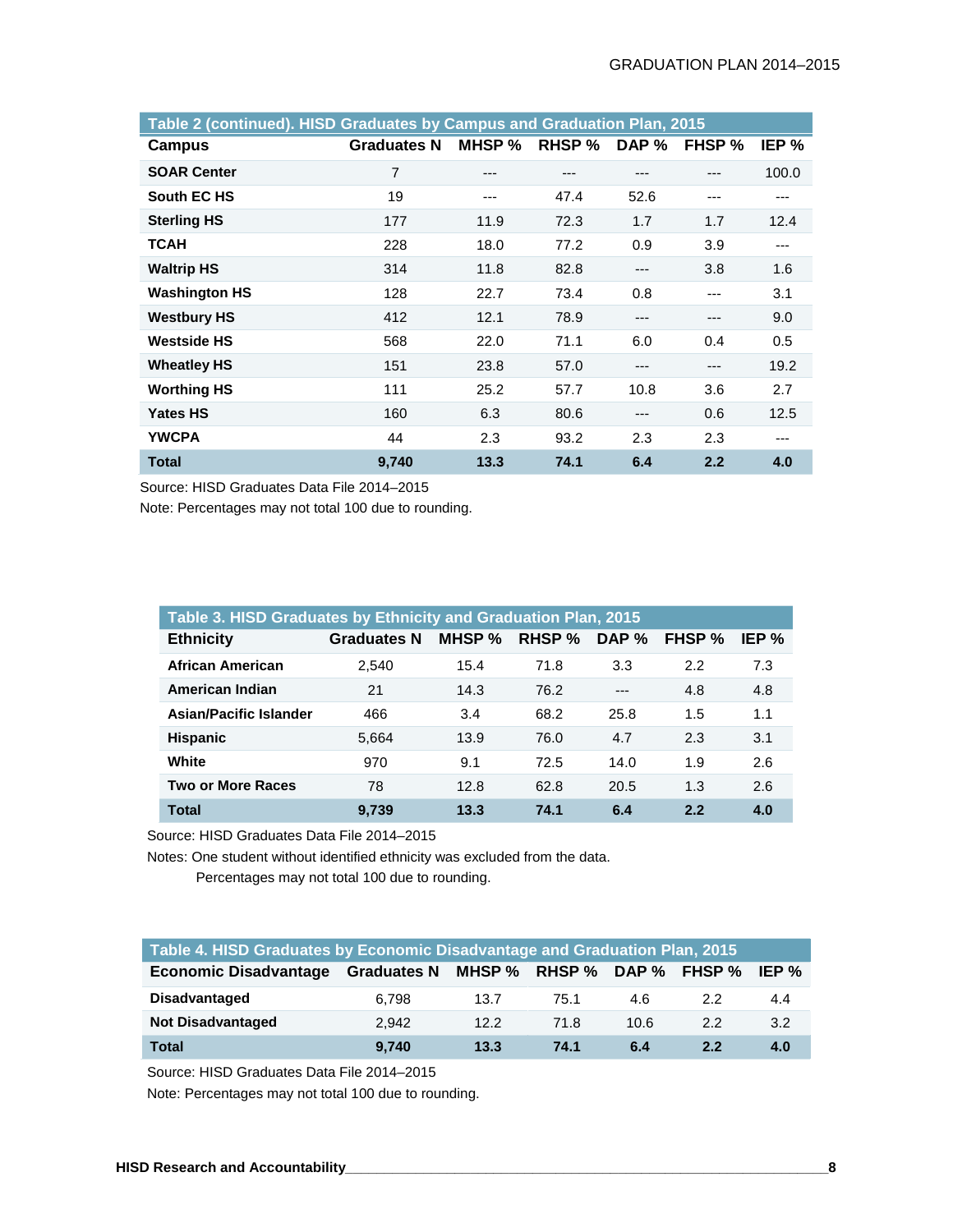**Table 2 (continued). HISD Graduates by Campus and Graduation Plan, 2015**

| Campus | Graduates N | MHSP % | RHSP % | DAP % | FHSP % | IEP % |
|---|---|---|---|---|---|---|
| **SOAR Center** | 7 | --- | --- | --- | --- | 100.0 |
| **South EC HS** | 19 | --- | 47.4 | 52.6 | --- | --- |
| **Sterling HS** | 177 | 11.9 | 72.3 | 1.7 | 1.7 | 12.4 |
| **TCAH** | 228 | 18.0 | 77.2 | 0.9 | 3.9 | --- |
| **Waltrip HS** | 314 | 11.8 | 82.8 | --- | 3.8 | 1.6 |
| **Washington HS** | 128 | 22.7 | 73.4 | 0.8 | --- | 3.1 |
| **Westbury HS** | 412 | 12.1 | 78.9 | --- | --- | 9.0 |
| **Westside HS** | 568 | 22.0 | 71.1 | 6.0 | 0.4 | 0.5 |
| **Wheatley HS** | 151 | 23.8 | 57.0 | --- | --- | 19.2 |
| **Worthing HS** | 111 | 25.2 | 57.7 | 10.8 | 3.6 | 2.7 |
| **Yates HS** | 160 | 6.3 | 80.6 | --- | 0.6 | 12.5 |
| **YWCPA** | 44 | 2.3 | 93.2 | 2.3 | 2.3 | --- |
| **Total** | **9,740** | **13.3** | **74.1** | **6.4** | **2.2** | **4.0** |

Source: HISD Graduates Data File 2014–2015

Note: Percentages may not total 100 due to rounding.

**Table 3. HISD Graduates by Ethnicity and Graduation Plan, 2015**

| Ethnicity | Graduates N | MHSP % | RHSP % | DAP % | FHSP % | IEP % |
|---|---|---|---|---|---|---|
| **African American** | 2,540 | 15.4 | 71.8 | 3.3 | 2.2 | 7.3 |
| **American Indian** | 21 | 14.3 | 76.2 | --- | 4.8 | 4.8 |
| **Asian/Pacific Islander** | 466 | 3.4 | 68.2 | 25.8 | 1.5 | 1.1 |
| **Hispanic** | 5,664 | 13.9 | 76.0 | 4.7 | 2.3 | 3.1 |
| **White** | 970 | 9.1 | 72.5 | 14.0 | 1.9 | 2.6 |
| **Two or More Races** | 78 | 12.8 | 62.8 | 20.5 | 1.3 | 2.6 |
| **Total** | **9,739** | **13.3** | **74.1** | **6.4** | **2.2** | **4.0** |

Source: HISD Graduates Data File 2014–2015

Notes: One student without identified ethnicity was excluded from the data.
Percentages may not total 100 due to rounding.

**Table 4. HISD Graduates by Economic Disadvantage and Graduation Plan, 2015**

| Economic Disadvantage | Graduates N | MHSP % | RHSP % | DAP % | FHSP % | IEP % |
|---|---|---|---|---|---|---|
| **Disadvantaged** | 6,798 | 13.7 | 75.1 | 4.6 | 2.2 | 4.4 |
| **Not Disadvantaged** | 2,942 | 12.2 | 71.8 | 10.6 | 2.2 | 3.2 |
| **Total** | **9,740** | **13.3** | **74.1** | **6.4** | **2.2** | **4.0** |

Source: HISD Graduates Data File 2014–2015

Note: Percentages may not total 100 due to rounding.